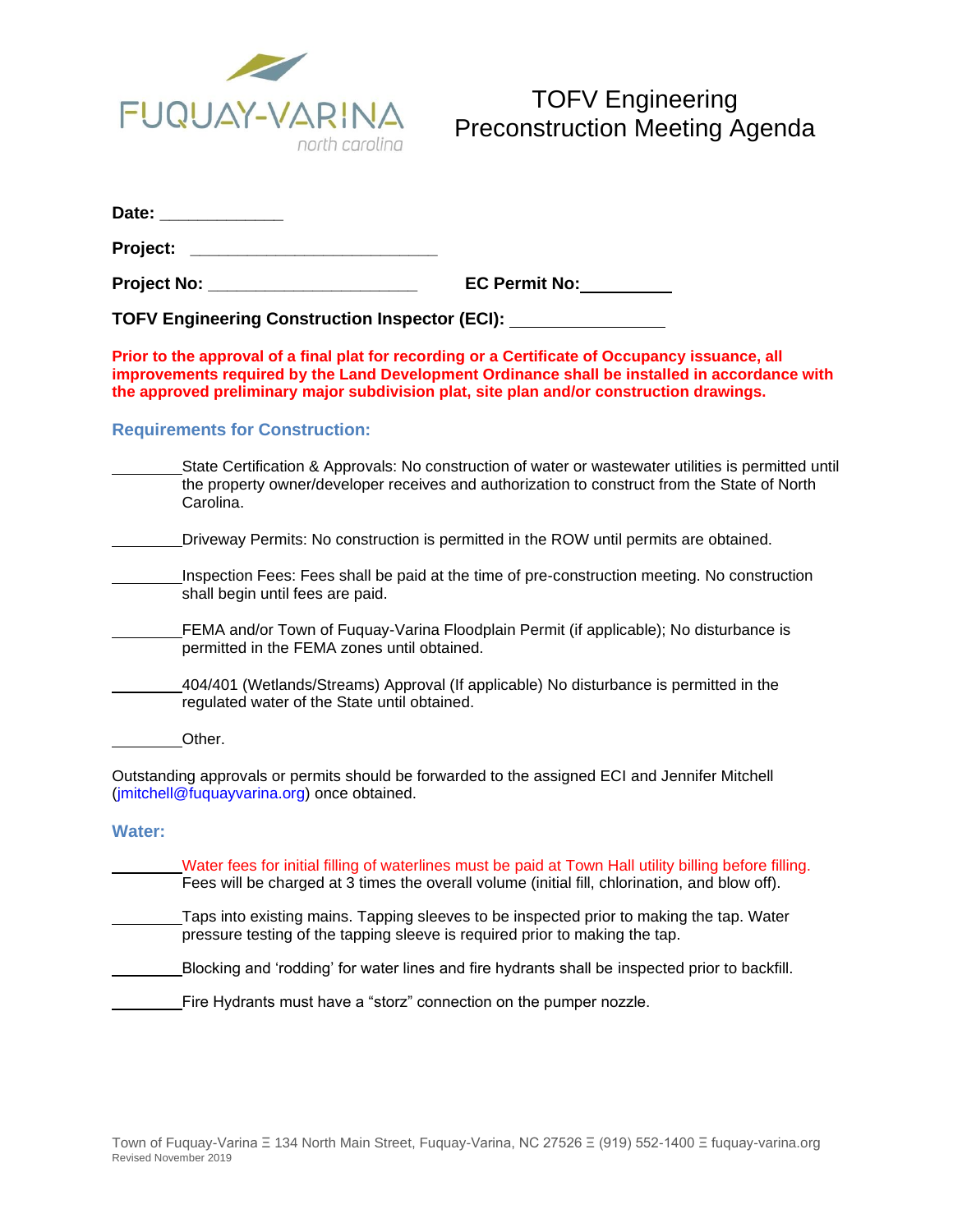FUQUAY-VARINA
north carolina

# TOFV Engineering Preconstruction Meeting Agenda

**Date:** _____________

**Project:** ___________________________

**Project No:** ______________________ **EC Permit No:** __________

**TOFV Engineering Construction Inspector (ECI):** _________________

**Prior to the approval of a final plat for recording or a Certificate of Occupancy issuance, all improvements required by the Land Development Ordinance shall be installed in accordance with the approved preliminary major subdivision plat, site plan and/or construction drawings.**

## Requirements for Construction:

________State Certification & Approvals: No construction of water or wastewater utilities is permitted until the property owner/developer receives and authorization to construct from the State of North Carolina.

________Driveway Permits: No construction is permitted in the ROW until permits are obtained.

________Inspection Fees: Fees shall be paid at the time of pre-construction meeting. No construction shall begin until fees are paid.

________FEMA and/or Town of Fuquay-Varina Floodplain Permit (if applicable); No disturbance is permitted in the FEMA zones until obtained.

________404/401 (Wetlands/Streams) Approval (If applicable) No disturbance is permitted in the regulated water of the State until obtained.

________Other.

Outstanding approvals or permits should be forwarded to the assigned ECI and Jennifer Mitchell (jmitchell@fuquayvarina.org) once obtained.

## Water:

________Water fees for initial filling of waterlines must be paid at Town Hall utility billing before filling. Fees will be charged at 3 times the overall volume (initial fill, chlorination, and blow off).

________Taps into existing mains. Tapping sleeves to be inspected prior to making the tap. Water pressure testing of the tapping sleeve is required prior to making the tap.

________Blocking and 'rodding' for water lines and fire hydrants shall be inspected prior to backfill.

________Fire Hydrants must have a "storz" connection on the pumper nozzle.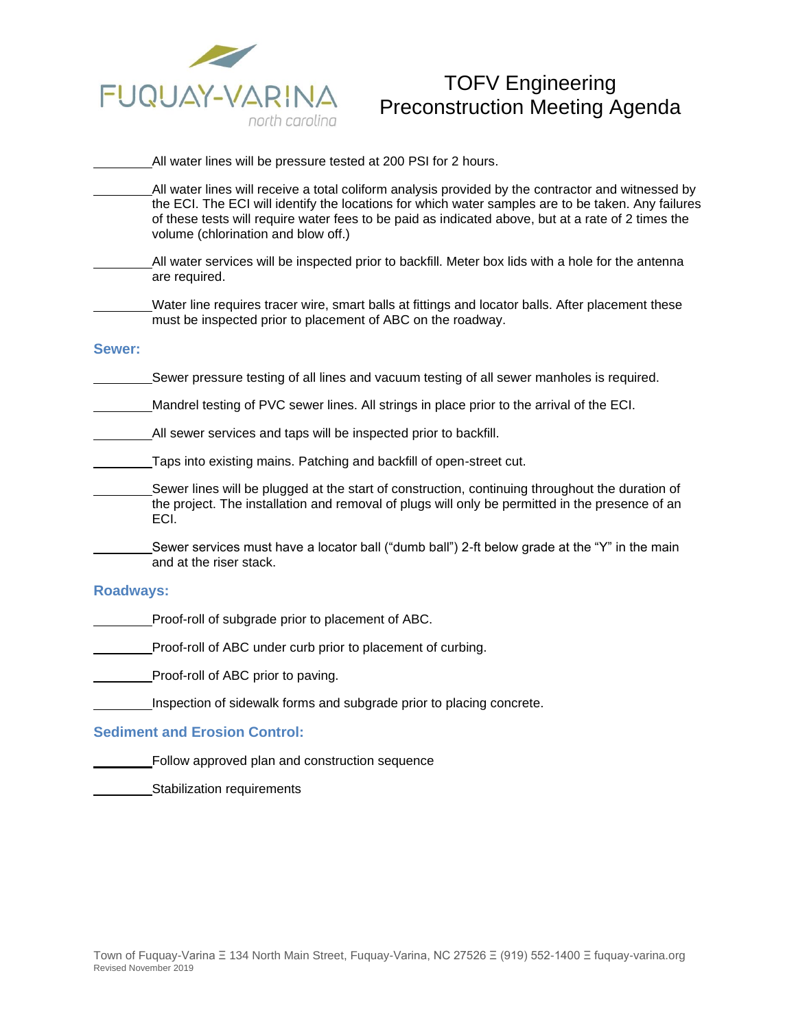TOFV Engineering Preconstruction Meeting Agenda

________All water lines will be pressure tested at 200 PSI for 2 hours.

________All water lines will receive a total coliform analysis provided by the contractor and witnessed by the ECI. The ECI will identify the locations for which water samples are to be taken. Any failures of these tests will require water fees to be paid as indicated above, but at a rate of 2 times the volume (chlorination and blow off.)

________All water services will be inspected prior to backfill. Meter box lids with a hole for the antenna are required.

________Water line requires tracer wire, smart balls at fittings and locator balls. After placement these must be inspected prior to placement of ABC on the roadway.

## Sewer:

________Sewer pressure testing of all lines and vacuum testing of all sewer manholes is required.

________Mandrel testing of PVC sewer lines. All strings in place prior to the arrival of the ECI.

________All sewer services and taps will be inspected prior to backfill.

________Taps into existing mains. Patching and backfill of open-street cut.

________Sewer lines will be plugged at the start of construction, continuing throughout the duration of the project. The installation and removal of plugs will only be permitted in the presence of an ECI.

________Sewer services must have a locator ball ("dumb ball") 2-ft below grade at the "Y" in the main and at the riser stack.

## Roadways:

________Proof-roll of subgrade prior to placement of ABC.

________Proof-roll of ABC under curb prior to placement of curbing.

________Proof-roll of ABC prior to paving.

________Inspection of sidewalk forms and subgrade prior to placing concrete.

## Sediment and Erosion Control:

________Follow approved plan and construction sequence

________Stabilization requirements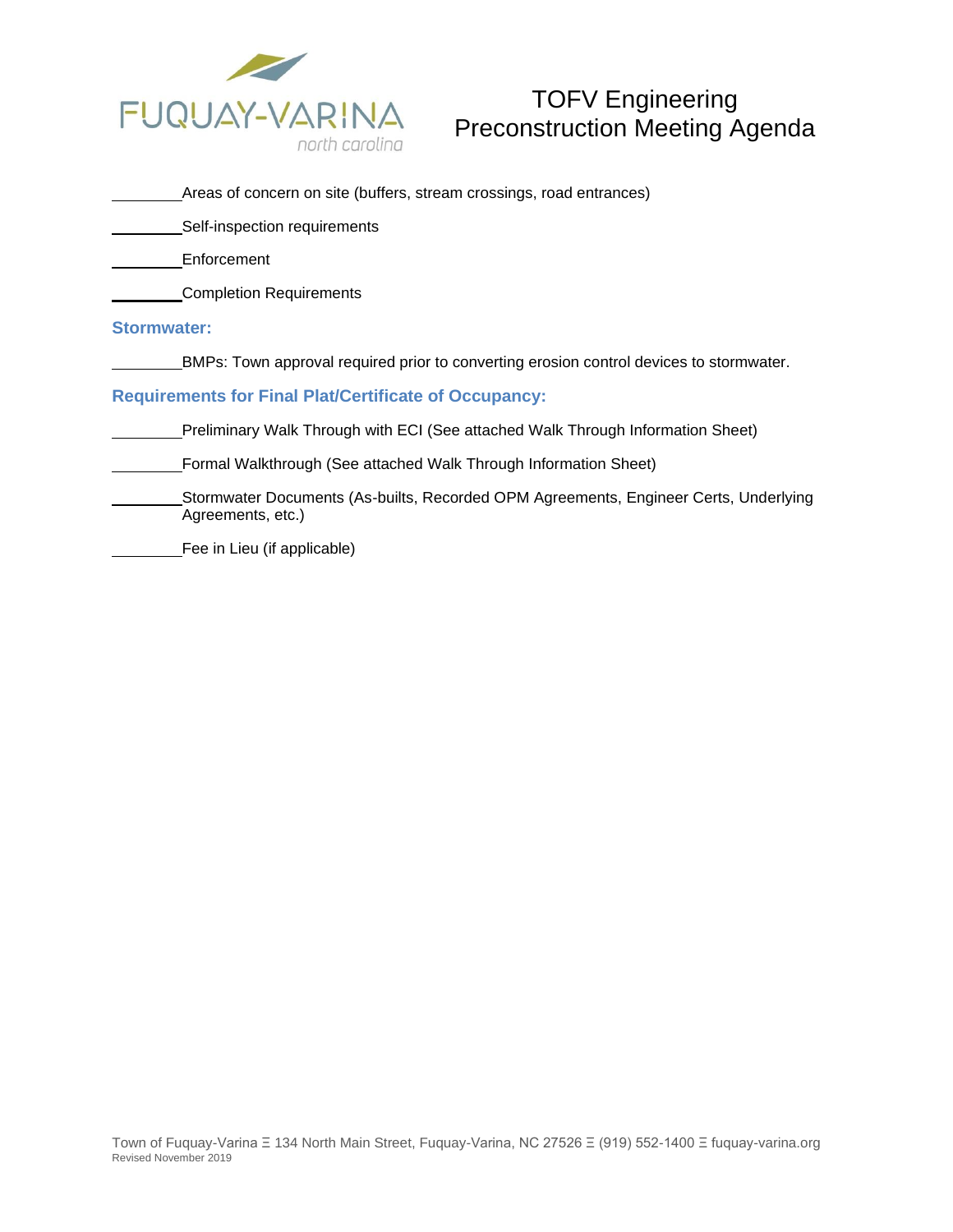# TOFV Engineering Preconstruction Meeting Agenda

________ Areas of concern on site (buffers, stream crossings, road entrances)

________ Self-inspection requirements

________ Enforcement

________ Completion Requirements

### Stormwater:

________ BMPs: Town approval required prior to converting erosion control devices to stormwater.

### Requirements for Final Plat/Certificate of Occupancy:

________ Preliminary Walk Through with ECI (See attached Walk Through Information Sheet)

________ Formal Walkthrough (See attached Walk Through Information Sheet)

________ Stormwater Documents (As-builts, Recorded OPM Agreements, Engineer Certs, Underlying Agreements, etc.)

________ Fee in Lieu (if applicable)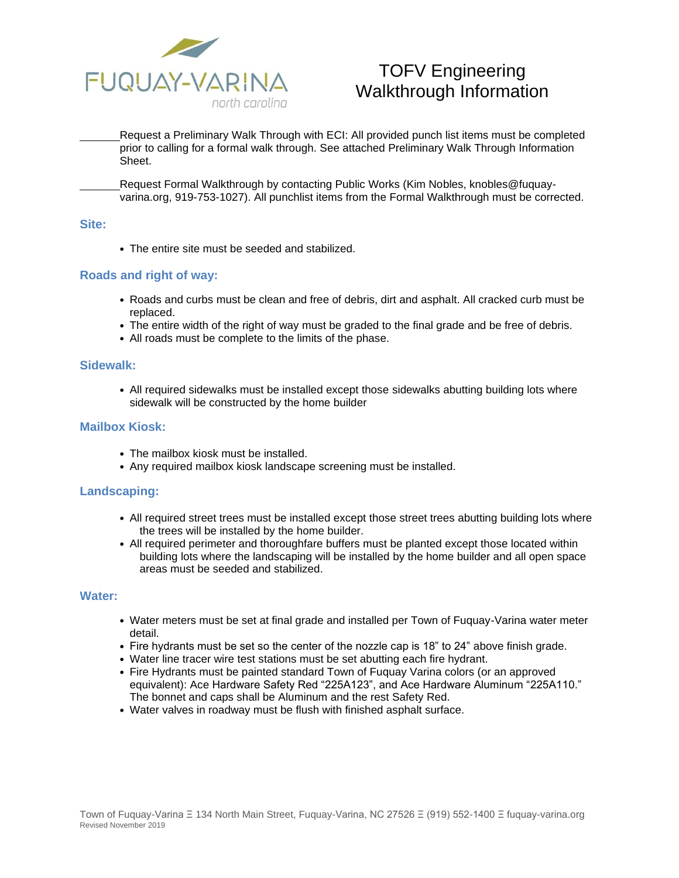FUQUAY-VARINA
north carolina

# TOFV Engineering Walkthrough Information

_______Request a Preliminary Walk Through with ECI: All provided punch list items must be completed prior to calling for a formal walk through. See attached Preliminary Walk Through Information Sheet.

_______Request Formal Walkthrough by contacting Public Works (Kim Nobles, knobles@fuquay-varina.org, 919-753-1027). All punchlist items from the Formal Walkthrough must be corrected.

## Site:

- The entire site must be seeded and stabilized.

## Roads and right of way:

- Roads and curbs must be clean and free of debris, dirt and asphalt. All cracked curb must be replaced.
- The entire width of the right of way must be graded to the final grade and be free of debris.
- All roads must be complete to the limits of the phase.

## Sidewalk:

- All required sidewalks must be installed except those sidewalks abutting building lots where sidewalk will be constructed by the home builder

## Mailbox Kiosk:

- The mailbox kiosk must be installed.
- Any required mailbox kiosk landscape screening must be installed.

## Landscaping:

- All required street trees must be installed except those street trees abutting building lots where the trees will be installed by the home builder.
- All required perimeter and thoroughfare buffers must be planted except those located within building lots where the landscaping will be installed by the home builder and all open space areas must be seeded and stabilized.

## Water:

- Water meters must be set at final grade and installed per Town of Fuquay-Varina water meter detail.
- Fire hydrants must be set so the center of the nozzle cap is 18" to 24" above finish grade.
- Water line tracer wire test stations must be set abutting each fire hydrant.
- Fire Hydrants must be painted standard Town of Fuquay Varina colors (or an approved equivalent): Ace Hardware Safety Red "225A123", and Ace Hardware Aluminum "225A110." The bonnet and caps shall be Aluminum and the rest Safety Red.
- Water valves in roadway must be flush with finished asphalt surface.

Town of Fuquay-Varina Ξ 134 North Main Street, Fuquay-Varina, NC 27526 Ξ (919) 552-1400 Ξ fuquay-varina.org
Revised November 2019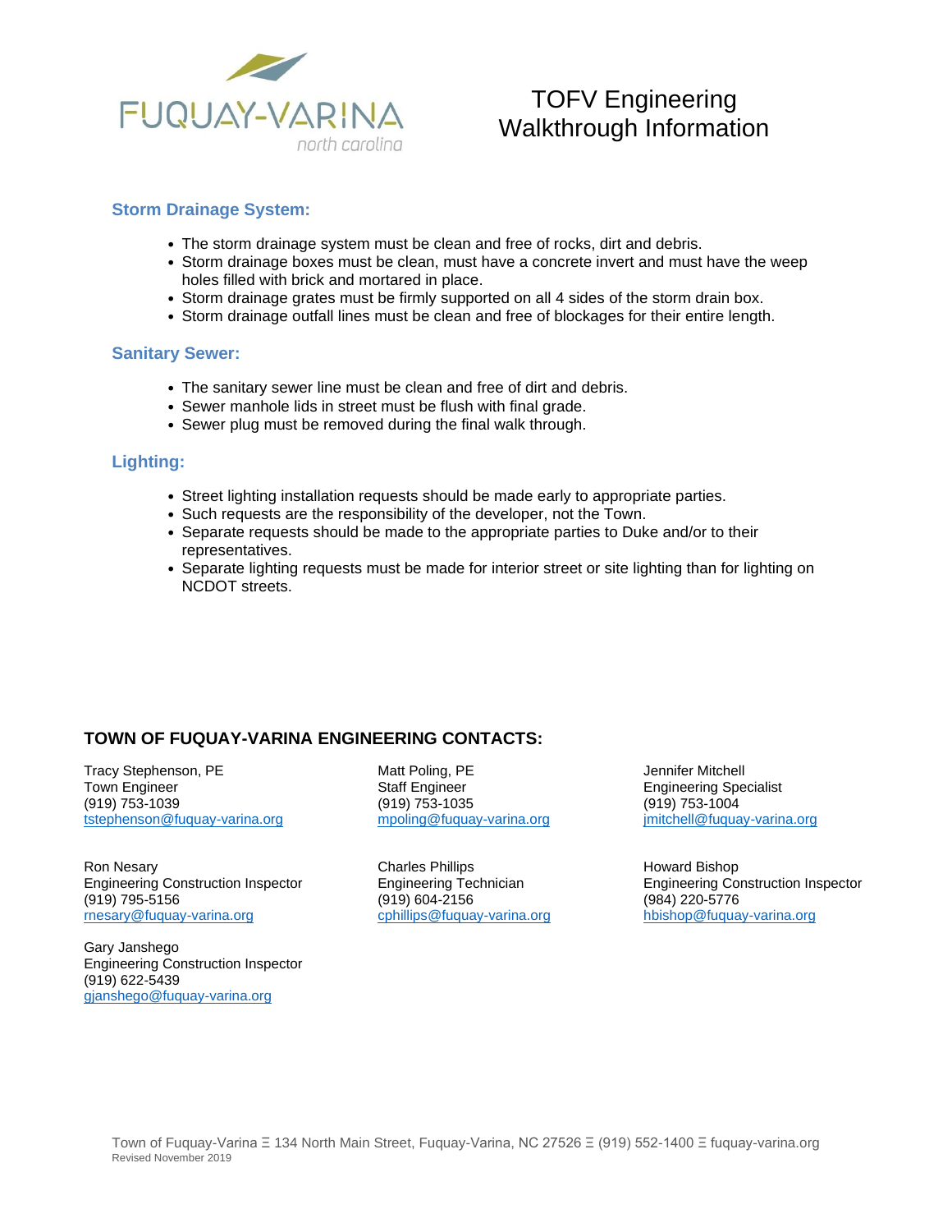FUQUAY-VARINA
north carolina

# TOFV Engineering Walkthrough Information

## Storm Drainage System:

- The storm drainage system must be clean and free of rocks, dirt and debris.
- Storm drainage boxes must be clean, must have a concrete invert and must have the weep holes filled with brick and mortared in place.
- Storm drainage grates must be firmly supported on all 4 sides of the storm drain box.
- Storm drainage outfall lines must be clean and free of blockages for their entire length.

## Sanitary Sewer:

- The sanitary sewer line must be clean and free of dirt and debris.
- Sewer manhole lids in street must be flush with final grade.
- Sewer plug must be removed during the final walk through.

## Lighting:

- Street lighting installation requests should be made early to appropriate parties.
- Such requests are the responsibility of the developer, not the Town.
- Separate requests should be made to the appropriate parties to Duke and/or to their representatives.
- Separate lighting requests must be made for interior street or site lighting than for lighting on NCDOT streets.

## TOWN OF FUQUAY-VARINA ENGINEERING CONTACTS:

Tracy Stephenson, PE
Town Engineer
(919) 753-1039
tstephenson@fuquay-varina.org

Matt Poling, PE
Staff Engineer
(919) 753-1035
mpoling@fuquay-varina.org

Jennifer Mitchell
Engineering Specialist
(919) 753-1004
jmitchell@fuquay-varina.org

Ron Nesary
Engineering Construction Inspector
(919) 795-5156
rnesary@fuquay-varina.org

Charles Phillips
Engineering Technician
(919) 604-2156
cphillips@fuquay-varina.org

Howard Bishop
Engineering Construction Inspector
(984) 220-5776
hbishop@fuquay-varina.org

Gary Janshego
Engineering Construction Inspector
(919) 622-5439
gjanshego@fuquay-varina.org

Town of Fuquay-Varina Ξ 134 North Main Street, Fuquay-Varina, NC 27526 Ξ (919) 552-1400 Ξ fuquay-varina.org
Revised November 2019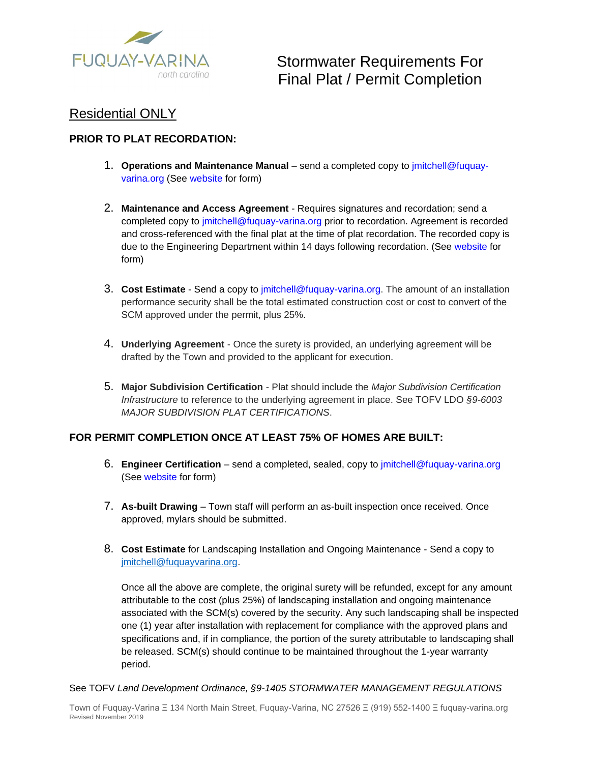FUQUAY-VARINA
north carolina

# Stormwater Requirements For Final Plat / Permit Completion

## Residential ONLY

### PRIOR TO PLAT RECORDATION:

1. **Operations and Maintenance Manual** – send a completed copy to jmitchell@fuquay-varina.org (See website for form)

2. **Maintenance and Access Agreement** - Requires signatures and recordation; send a completed copy to jmitchell@fuquay-varina.org prior to recordation. Agreement is recorded and cross-referenced with the final plat at the time of plat recordation. The recorded copy is due to the Engineering Department within 14 days following recordation. (See website for form)

3. **Cost Estimate** - Send a copy to jmitchell@fuquay-varina.org. The amount of an installation performance security shall be the total estimated construction cost or cost to convert of the SCM approved under the permit, plus 25%.

4. **Underlying Agreement** - Once the surety is provided, an underlying agreement will be drafted by the Town and provided to the applicant for execution.

5. **Major Subdivision Certification** - Plat should include the *Major Subdivision Certification Infrastructure* to reference to the underlying agreement in place. See TOFV LDO *§9-6003 MAJOR SUBDIVISION PLAT CERTIFICATIONS*.

### FOR PERMIT COMPLETION ONCE AT LEAST 75% OF HOMES ARE BUILT:

6. **Engineer Certification** – send a completed, sealed, copy to jmitchell@fuquay-varina.org (See website for form)

7. **As-built Drawing** – Town staff will perform an as-built inspection once received. Once approved, mylars should be submitted.

8. **Cost Estimate** for Landscaping Installation and Ongoing Maintenance - Send a copy to jmitchell@fuquayvarina.org.

   Once all the above are complete, the original surety will be refunded, except for any amount attributable to the cost (plus 25%) of landscaping installation and ongoing maintenance associated with the SCM(s) covered by the security. Any such landscaping shall be inspected one (1) year after installation with replacement for compliance with the approved plans and specifications and, if in compliance, the portion of the surety attributable to landscaping shall be released. SCM(s) should continue to be maintained throughout the 1-year warranty period.

See TOFV *Land Development Ordinance, §9-1405 STORMWATER MANAGEMENT REGULATIONS*

Town of Fuquay-Varina Ξ 134 North Main Street, Fuquay-Varina, NC 27526 Ξ (919) 552-1400 Ξ fuquay-varina.org
Revised November 2019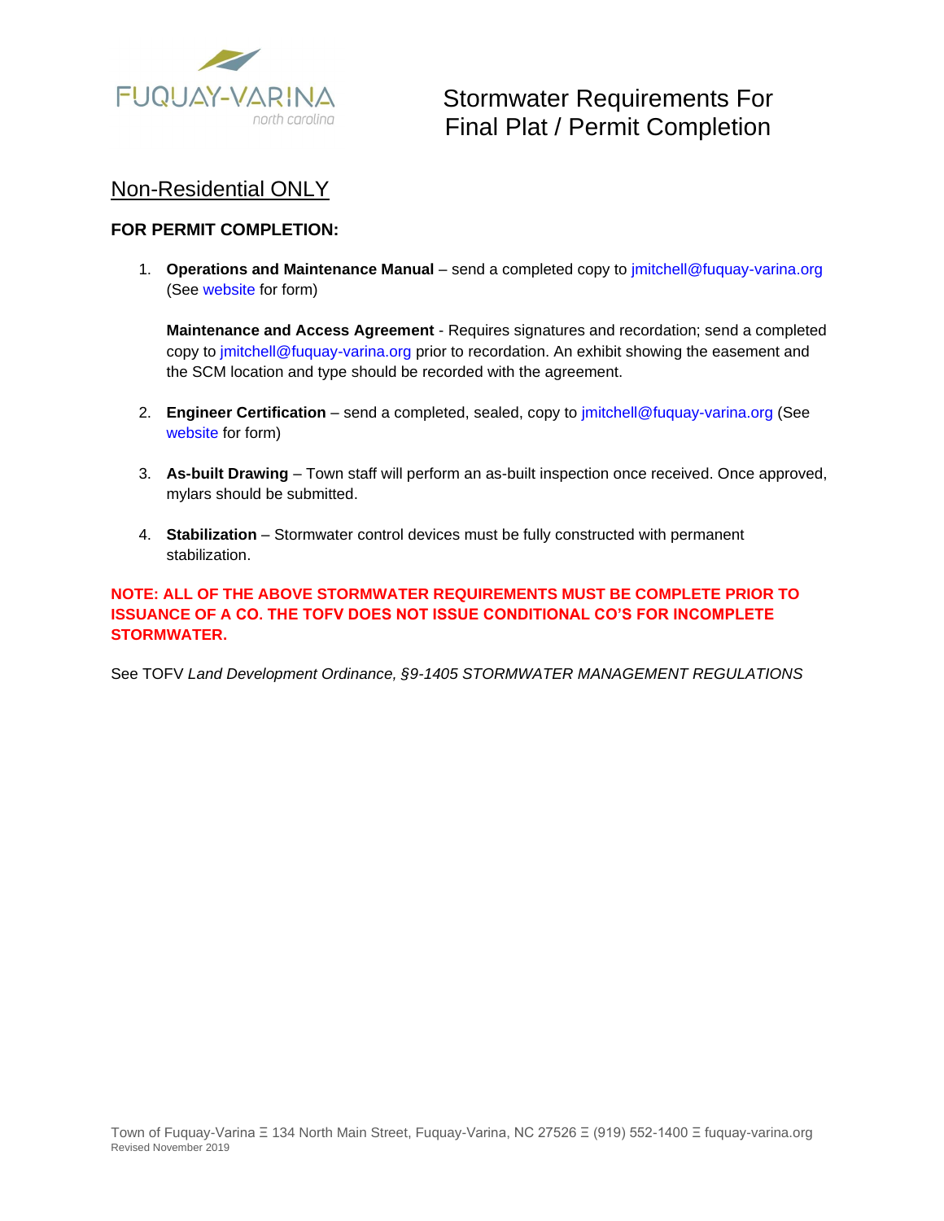FUQUAY-VARINA
north carolina

# Stormwater Requirements For Final Plat / Permit Completion

## Non-Residential ONLY

### FOR PERMIT COMPLETION:

1. **Operations and Maintenance Manual** – send a completed copy to jmitchell@fuquay-varina.org (See website for form)

   **Maintenance and Access Agreement** - Requires signatures and recordation; send a completed copy to jmitchell@fuquay-varina.org prior to recordation. An exhibit showing the easement and the SCM location and type should be recorded with the agreement.

2. **Engineer Certification** – send a completed, sealed, copy to jmitchell@fuquay-varina.org (See website for form)

3. **As-built Drawing** – Town staff will perform an as-built inspection once received. Once approved, mylars should be submitted.

4. **Stabilization** – Stormwater control devices must be fully constructed with permanent stabilization.

**NOTE: ALL OF THE ABOVE STORMWATER REQUIREMENTS MUST BE COMPLETE PRIOR TO ISSUANCE OF A CO. THE TOFV DOES NOT ISSUE CONDITIONAL CO'S FOR INCOMPLETE STORMWATER.**

See TOFV *Land Development Ordinance, §9-1405 STORMWATER MANAGEMENT REGULATIONS*

Town of Fuquay-Varina Ξ 134 North Main Street, Fuquay-Varina, NC 27526 Ξ (919) 552-1400 Ξ fuquay-varina.org
Revised November 2019